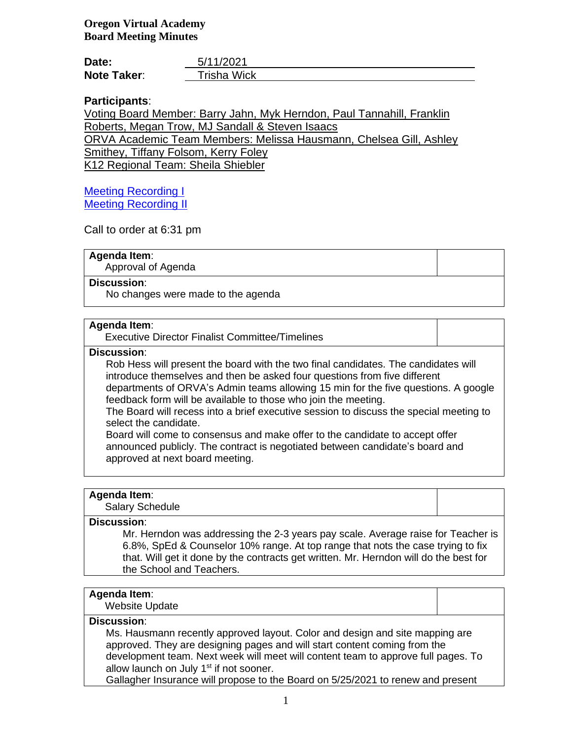**Oregon Virtual Academy**
**Board Meeting Minutes**

**Date:** 5/11/2021
**Note Taker**: Trisha Wick

**Participants**:
Voting Board Member: Barry Jahn, Myk Herndon, Paul Tannahill, Franklin Roberts, Megan Trow, MJ Sandall & Steven Isaacs
ORVA Academic Team Members: Melissa Hausmann, Chelsea Gill, Ashley Smithey, Tiffany Folsom, Kerry Foley
K12 Regional Team: Sheila Shiebler

Meeting Recording I
Meeting Recording II

Call to order at 6:31 pm

| **Agenda Item**: Approval of Agenda | |
|---|---|
| **Discussion**: No changes were made to the agenda | |

| **Agenda Item**: Executive Director Finalist Committee/Timelines | |
|---|---|
| **Discussion**: Rob Hess will present the board with the two final candidates. The candidates will introduce themselves and then be asked four questions from five different departments of ORVA's Admin teams allowing 15 min for the five questions. A google feedback form will be available to those who join the meeting. The Board will recess into a brief executive session to discuss the special meeting to select the candidate. Board will come to consensus and make offer to the candidate to accept offer announced publicly. The contract is negotiated between candidate's board and approved at next board meeting. | |

| **Agenda Item**: Salary Schedule | |
|---|---|
| **Discussion**: Mr. Herndon was addressing the 2-3 years pay scale. Average raise for Teacher is 6.8%, SpEd & Counselor 10% range. At top range that nots the case trying to fix that. Will get it done by the contracts get written. Mr. Herndon will do the best for the School and Teachers. | |

| **Agenda Item**: Website Update | |
|---|---|
| **Discussion**: Ms. Hausmann recently approved layout. Color and design and site mapping are approved. They are designing pages and will start content coming from the development team. Next week will meet will content team to approve full pages. To allow launch on July 1st if not sooner. Gallagher Insurance will propose to the Board on 5/25/2021 to renew and present | |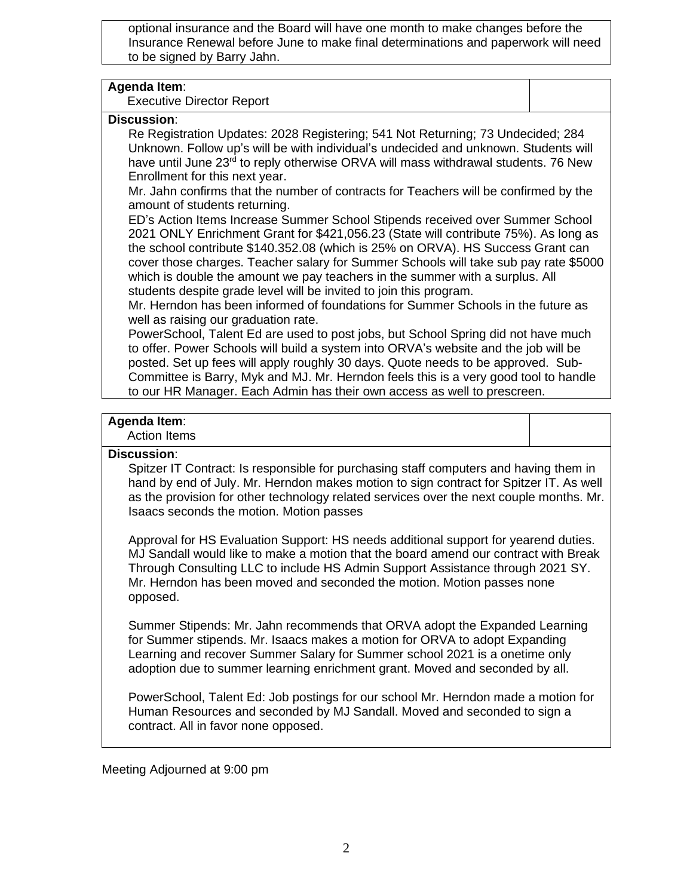optional insurance and the Board will have one month to make changes before the Insurance Renewal before June to make final determinations and paperwork will need to be signed by Barry Jahn.

| **Agenda Item**: Executive Director Report | |
|---|---|

**Discussion**:

Re Registration Updates: 2028 Registering; 541 Not Returning; 73 Undecided; 284 Unknown. Follow up's will be with individual's undecided and unknown. Students will have until June 23rd to reply otherwise ORVA will mass withdrawal students. 76 New Enrollment for this next year.

Mr. Jahn confirms that the number of contracts for Teachers will be confirmed by the amount of students returning.

ED's Action Items Increase Summer School Stipends received over Summer School 2021 ONLY Enrichment Grant for $421,056.23 (State will contribute 75%). As long as the school contribute $140.352.08 (which is 25% on ORVA). HS Success Grant can cover those charges. Teacher salary for Summer Schools will take sub pay rate $5000 which is double the amount we pay teachers in the summer with a surplus. All students despite grade level will be invited to join this program.

Mr. Herndon has been informed of foundations for Summer Schools in the future as well as raising our graduation rate.

PowerSchool, Talent Ed are used to post jobs, but School Spring did not have much to offer. Power Schools will build a system into ORVA's website and the job will be posted. Set up fees will apply roughly 30 days. Quote needs to be approved. Sub-Committee is Barry, Myk and MJ. Mr. Herndon feels this is a very good tool to handle to our HR Manager. Each Admin has their own access as well to prescreen.

| **Agenda Item**: Action Items | |
|---|---|

**Discussion**:

Spitzer IT Contract: Is responsible for purchasing staff computers and having them in hand by end of July. Mr. Herndon makes motion to sign contract for Spitzer IT. As well as the provision for other technology related services over the next couple months. Mr. Isaacs seconds the motion. Motion passes

Approval for HS Evaluation Support: HS needs additional support for yearend duties. MJ Sandall would like to make a motion that the board amend our contract with Break Through Consulting LLC to include HS Admin Support Assistance through 2021 SY. Mr. Herndon has been moved and seconded the motion. Motion passes none opposed.

Summer Stipends: Mr. Jahn recommends that ORVA adopt the Expanded Learning for Summer stipends. Mr. Isaacs makes a motion for ORVA to adopt Expanding Learning and recover Summer Salary for Summer school 2021 is a onetime only adoption due to summer learning enrichment grant. Moved and seconded by all.

PowerSchool, Talent Ed: Job postings for our school Mr. Herndon made a motion for Human Resources and seconded by MJ Sandall. Moved and seconded to sign a contract. All in favor none opposed.

Meeting Adjourned at 9:00 pm